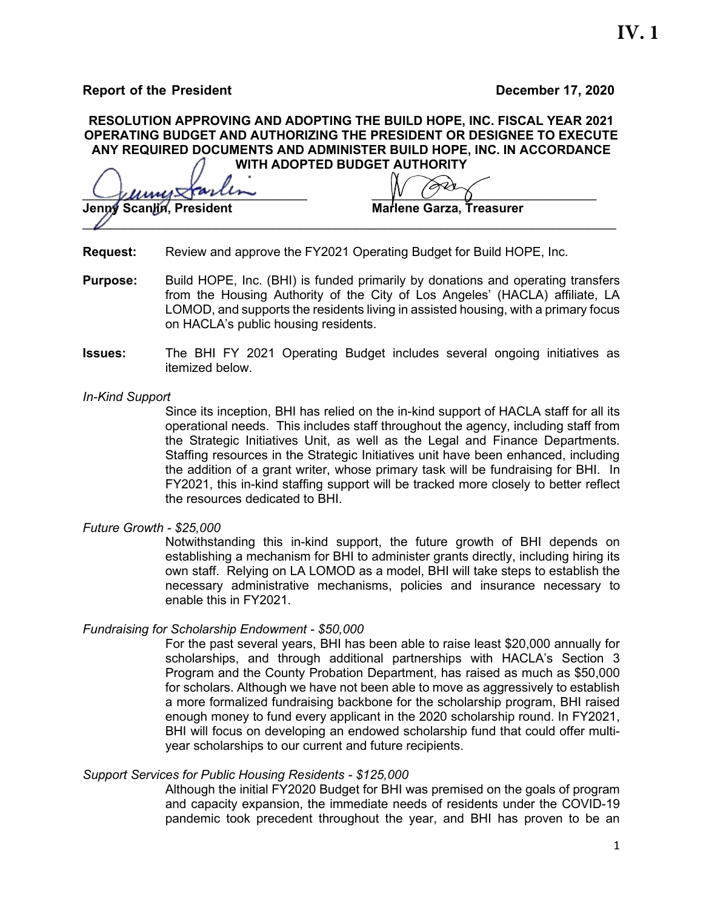**IV. 1**

**Report of the President** **December 17, 2020**

**RESOLUTION APPROVING AND ADOPTING THE BUILD HOPE, INC. FISCAL YEAR 2021 OPERATING BUDGET AND AUTHORIZING THE PRESIDENT OR DESIGNEE TO EXECUTE ANY REQUIRED DOCUMENTS AND ADMINISTER BUILD HOPE, INC. IN ACCORDANCE WITH ADOPTED BUDGET AUTHORITY**

**Jenny Scanlin, President** **Marlene Garza, Treasurer**

---

**Request:** Review and approve the FY2021 Operating Budget for Build HOPE, Inc.

**Purpose:** Build HOPE, Inc. (BHI) is funded primarily by donations and operating transfers from the Housing Authority of the City of Los Angeles' (HACLA) affiliate, LA LOMOD, and supports the residents living in assisted housing, with a primary focus on HACLA's public housing residents.

**Issues:** The BHI FY 2021 Operating Budget includes several ongoing initiatives as itemized below.

*In-Kind Support*

Since its inception, BHI has relied on the in-kind support of HACLA staff for all its operational needs. This includes staff throughout the agency, including staff from the Strategic Initiatives Unit, as well as the Legal and Finance Departments. Staffing resources in the Strategic Initiatives unit have been enhanced, including the addition of a grant writer, whose primary task will be fundraising for BHI. In FY2021, this in-kind staffing support will be tracked more closely to better reflect the resources dedicated to BHI.

*Future Growth - $25,000*

Notwithstanding this in-kind support, the future growth of BHI depends on establishing a mechanism for BHI to administer grants directly, including hiring its own staff. Relying on LA LOMOD as a model, BHI will take steps to establish the necessary administrative mechanisms, policies and insurance necessary to enable this in FY2021.

*Fundraising for Scholarship Endowment - $50,000*

For the past several years, BHI has been able to raise least $20,000 annually for scholarships, and through additional partnerships with HACLA's Section 3 Program and the County Probation Department, has raised as much as $50,000 for scholars. Although we have not been able to move as aggressively to establish a more formalized fundraising backbone for the scholarship program, BHI raised enough money to fund every applicant in the 2020 scholarship round. In FY2021, BHI will focus on developing an endowed scholarship fund that could offer multi-year scholarships to our current and future recipients.

*Support Services for Public Housing Residents - $125,000*

Although the initial FY2020 Budget for BHI was premised on the goals of program and capacity expansion, the immediate needs of residents under the COVID-19 pandemic took precedent throughout the year, and BHI has proven to be an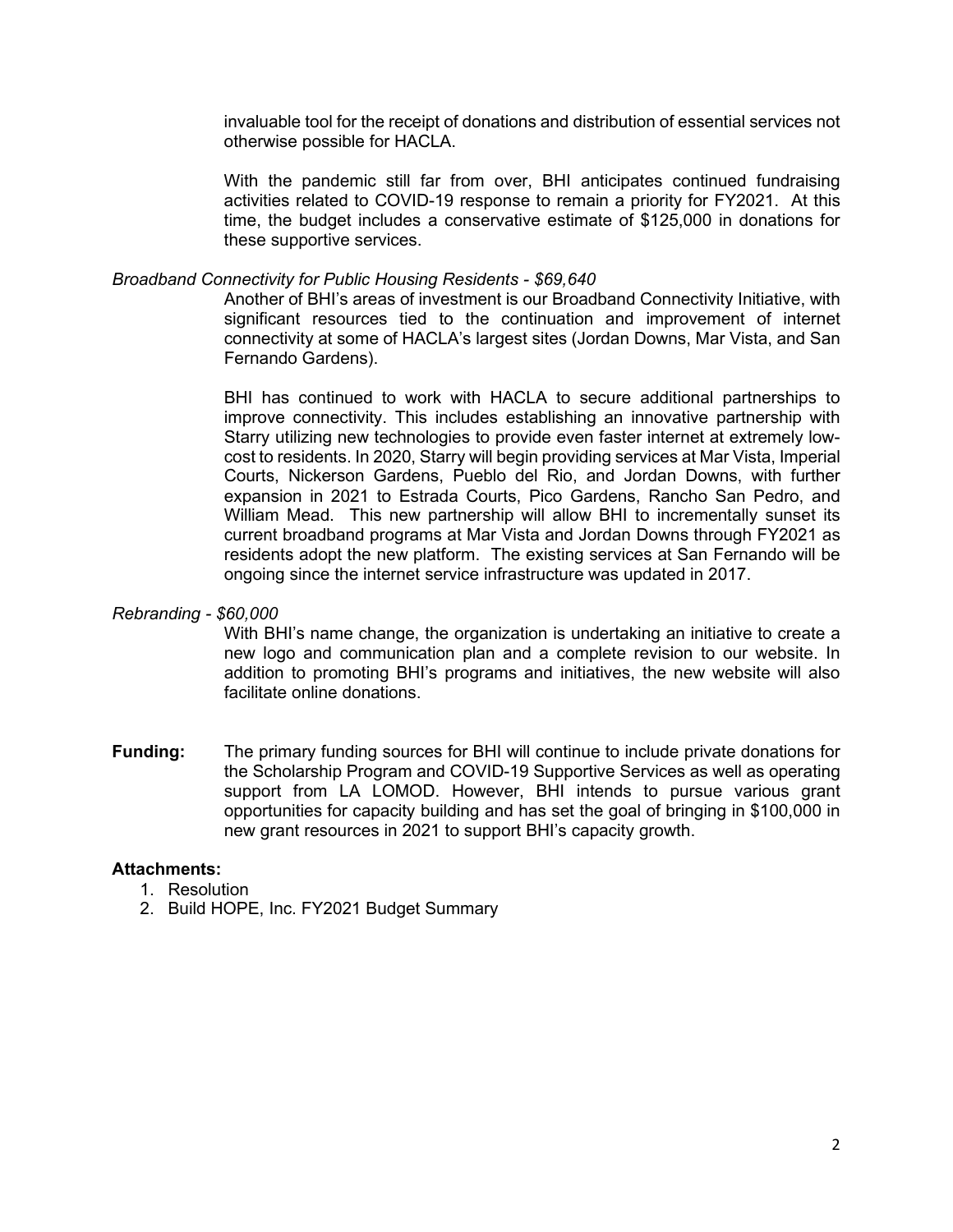invaluable tool for the receipt of donations and distribution of essential services not otherwise possible for HACLA.

With the pandemic still far from over, BHI anticipates continued fundraising activities related to COVID-19 response to remain a priority for FY2021. At this time, the budget includes a conservative estimate of $125,000 in donations for these supportive services.

*Broadband Connectivity for Public Housing Residents - $69,640*

Another of BHI's areas of investment is our Broadband Connectivity Initiative, with significant resources tied to the continuation and improvement of internet connectivity at some of HACLA's largest sites (Jordan Downs, Mar Vista, and San Fernando Gardens).

BHI has continued to work with HACLA to secure additional partnerships to improve connectivity. This includes establishing an innovative partnership with Starry utilizing new technologies to provide even faster internet at extremely low-cost to residents. In 2020, Starry will begin providing services at Mar Vista, Imperial Courts, Nickerson Gardens, Pueblo del Rio, and Jordan Downs, with further expansion in 2021 to Estrada Courts, Pico Gardens, Rancho San Pedro, and William Mead. This new partnership will allow BHI to incrementally sunset its current broadband programs at Mar Vista and Jordan Downs through FY2021 as residents adopt the new platform. The existing services at San Fernando will be ongoing since the internet service infrastructure was updated in 2017.

*Rebranding - $60,000*

With BHI's name change, the organization is undertaking an initiative to create a new logo and communication plan and a complete revision to our website. In addition to promoting BHI's programs and initiatives, the new website will also facilitate online donations.

**Funding:** The primary funding sources for BHI will continue to include private donations for the Scholarship Program and COVID-19 Supportive Services as well as operating support from LA LOMOD. However, BHI intends to pursue various grant opportunities for capacity building and has set the goal of bringing in $100,000 in new grant resources in 2021 to support BHI's capacity growth.

**Attachments:**

1. Resolution
2. Build HOPE, Inc. FY2021 Budget Summary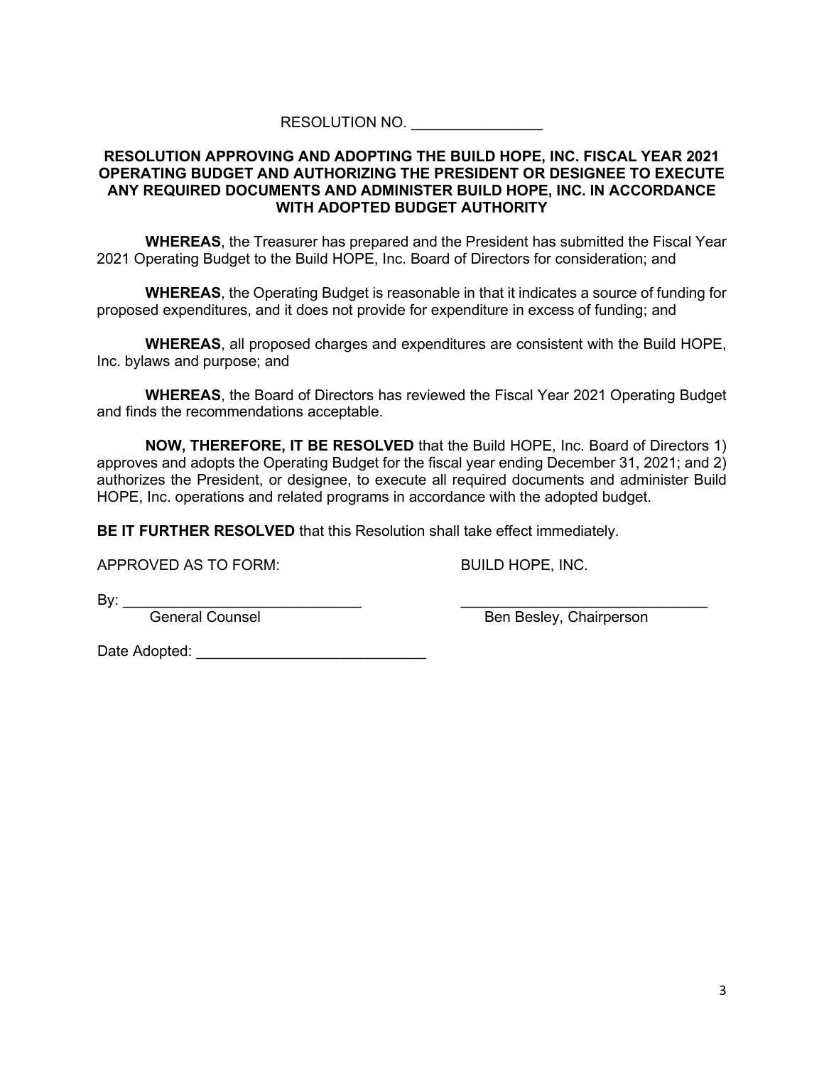RESOLUTION NO. ________________

**RESOLUTION APPROVING AND ADOPTING THE BUILD HOPE, INC. FISCAL YEAR 2021 OPERATING BUDGET AND AUTHORIZING THE PRESIDENT OR DESIGNEE TO EXECUTE ANY REQUIRED DOCUMENTS AND ADMINISTER BUILD HOPE, INC. IN ACCORDANCE WITH ADOPTED BUDGET AUTHORITY**

**WHEREAS**, the Treasurer has prepared and the President has submitted the Fiscal Year 2021 Operating Budget to the Build HOPE, Inc. Board of Directors for consideration; and

**WHEREAS**, the Operating Budget is reasonable in that it indicates a source of funding for proposed expenditures, and it does not provide for expenditure in excess of funding; and

**WHEREAS**, all proposed charges and expenditures are consistent with the Build HOPE, Inc. bylaws and purpose; and

**WHEREAS**, the Board of Directors has reviewed the Fiscal Year 2021 Operating Budget and finds the recommendations acceptable.

**NOW, THEREFORE, IT BE RESOLVED** that the Build HOPE, Inc. Board of Directors 1) approves and adopts the Operating Budget for the fiscal year ending December 31, 2021; and 2) authorizes the President, or designee, to execute all required documents and administer Build HOPE, Inc. operations and related programs in accordance with the adopted budget.

**BE IT FURTHER RESOLVED** that this Resolution shall take effect immediately.

APPROVED AS TO FORM: BUILD HOPE, INC.

By: ______________________________
General Counsel

______________________________
Ben Besley, Chairperson

Date Adopted: ____________________________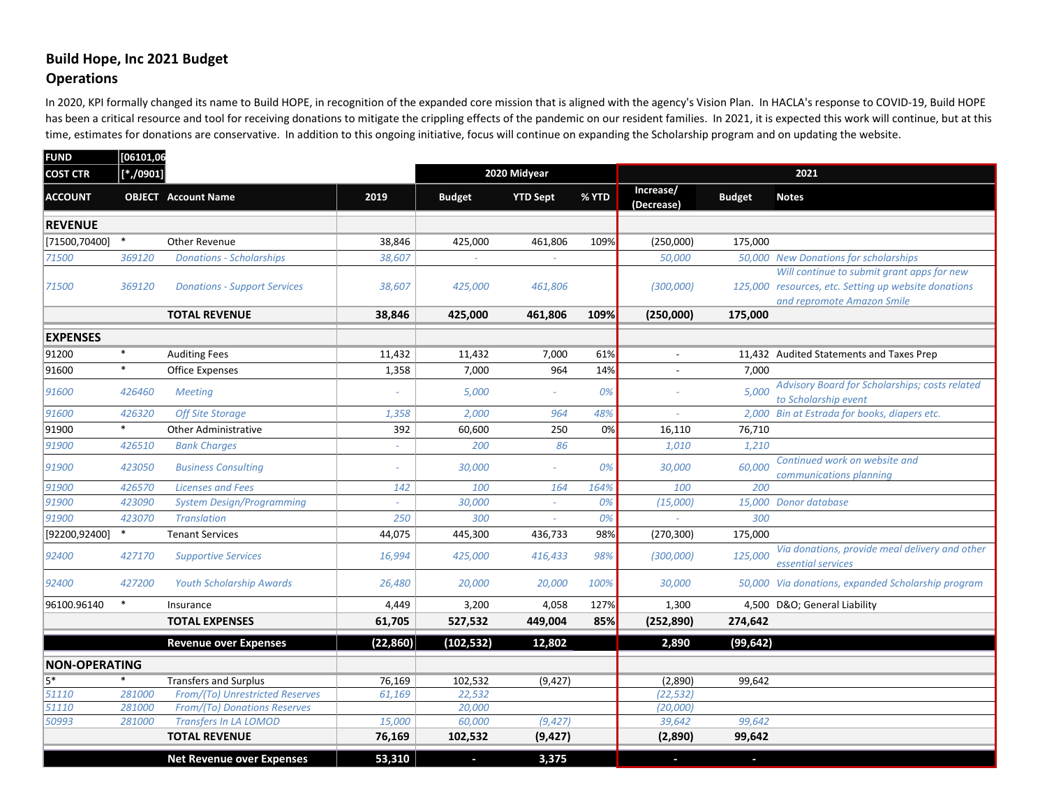## Build Hope, Inc 2021 Budget
## Operations

In 2020, KPI formally changed its name to Build HOPE, in recognition of the expanded core mission that is aligned with the agency's Vision Plan. In HACLA's response to COVID-19, Build HOPE has been a critical resource and tool for receiving donations to mitigate the crippling effects of the pandemic on our resident families. In 2021, it is expected this work will continue, but at this time, estimates for donations are conservative. In addition to this ongoing initiative, focus will continue on expanding the Scholarship program and on updating the website.

| FUND | [06101,06 | | | | | | | | |
|---|---|---|---|---|---|---|---|---|---|
| COST CTR | [*,/0901] | | | 2020 Midyear | | | 2021 | | |
| ACCOUNT | OBJECT | Account Name | 2019 | Budget | YTD Sept | % YTD | Increase/ (Decrease) | Budget | Notes |
| **REVENUE** | | | | | | | | | |
| [71500,70400] | * | Other Revenue | 38,846 | 425,000 | 461,806 | 109% | (250,000) | 175,000 | |
| *71500* | *369120* | *Donations - Scholarships* | *38,607* | *-* | *-* | | *50,000* | *50,000* | *New Donations for scholarships* |
| *71500* | *369120* | *Donations - Support Services* | *38,607* | *425,000* | *461,806* | | *(300,000)* | *125,000* | *Will continue to submit grant apps for new resources, etc. Setting up website donations and repromote Amazon Smile* |
| | | **TOTAL REVENUE** | **38,846** | **425,000** | **461,806** | **109%** | **(250,000)** | **175,000** | |
| **EXPENSES** | | | | | | | | | |
| 91200 | * | Auditing Fees | 11,432 | 11,432 | 7,000 | 61% | - | 11,432 | Audited Statements and Taxes Prep |
| 91600 | * | Office Expenses | 1,358 | 7,000 | 964 | 14% | - | 7,000 | |
| *91600* | *426460* | *Meeting* | *-* | *5,000* | *-* | *0%* | *-* | *5,000* | *Advisory Board for Scholarships; costs related to Scholarship event* |
| *91600* | *426320* | *Off Site Storage* | *1,358* | *2,000* | *964* | *48%* | *-* | *2,000* | *Bin at Estrada for books, diapers etc.* |
| 91900 | * | Other Administrative | 392 | 60,600 | 250 | 0% | 16,110 | 76,710 | |
| *91900* | *426510* | *Bank Charges* | *-* | *200* | *86* | | *1,010* | *1,210* | |
| *91900* | *423050* | *Business Consulting* | *-* | *30,000* | *-* | *0%* | *30,000* | *60,000* | *Continued work on website and communications planning* |
| *91900* | *426570* | *Licenses and Fees* | *142* | *100* | *164* | *164%* | *100* | *200* | |
| *91900* | *423090* | *System Design/Programming* | *-* | *30,000* | *-* | *0%* | *(15,000)* | *15,000* | *Donor database* |
| *91900* | *423070* | *Translation* | *250* | *300* | *-* | *0%* | *-* | *300* | |
| [92200,92400] | * | Tenant Services | 44,075 | 445,300 | 436,733 | 98% | (270,300) | 175,000 | |
| *92400* | *427170* | *Supportive Services* | *16,994* | *425,000* | *416,433* | *98%* | *(300,000)* | *125,000* | *Via donations, provide meal delivery and other essential services* |
| *92400* | *427200* | *Youth Scholarship Awards* | *26,480* | *20,000* | *20,000* | *100%* | *30,000* | *50,000* | *Via donations, expanded Scholarship program* |
| 96100.96140 | * | Insurance | 4,449 | 3,200 | 4,058 | 127% | 1,300 | 4,500 | D&O; General Liability |
| | | **TOTAL EXPENSES** | **61,705** | **527,532** | **449,004** | **85%** | **(252,890)** | **274,642** | |
| | | **Revenue over Expenses** | **(22,860)** | **(102,532)** | **12,802** | | **2,890** | **(99,642)** | |
| **NON-OPERATING** | | | | | | | | | |
| 5* | * | Transfers and Surplus | 76,169 | 102,532 | (9,427) | | (2,890) | 99,642 | |
| *51110* | *281000* | *From/(To) Unrestricted Reserves* | *61,169* | *22,532* | | | *(22,532)* | | |
| *51110* | *281000* | *From/(To) Donations Reserves* | | *20,000* | | | *(20,000)* | | |
| *50993* | *281000* | *Transfers In LA LOMOD* | *15,000* | *60,000* | *(9,427)* | | *39,642* | *99,642* | |
| | | **TOTAL REVENUE** | **76,169** | **102,532** | **(9,427)** | | **(2,890)** | **99,642** | |
| | | **Net Revenue over Expenses** | **53,310** | **-** | **3,375** | | **-** | **-** | |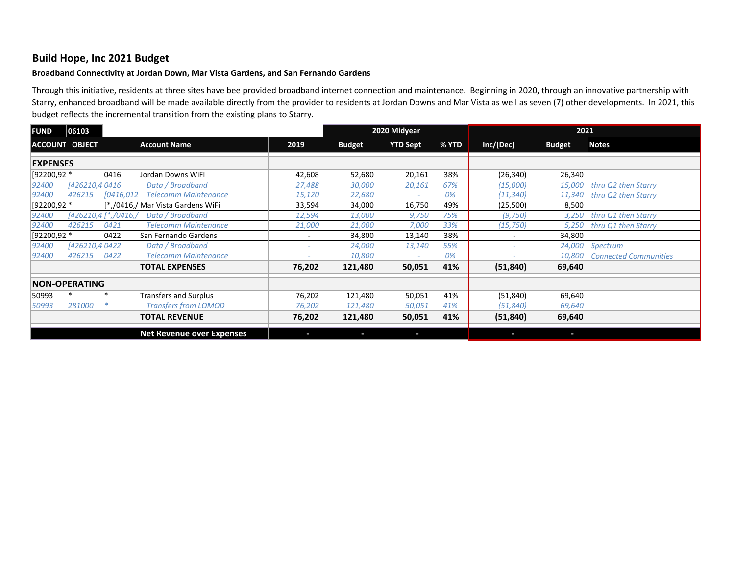## Build Hope, Inc 2021 Budget

**Broadband Connectivity at Jordan Down, Mar Vista Gardens, and San Fernando Gardens**

Through this initiative, residents at three sites have bee provided broadband internet connection and maintenance. Beginning in 2020, through an innovative partnership with Starry, enhanced broadband will be made available directly from the provider to residents at Jordan Downs and Mar Vista as well as seven (7) other developments. In 2021, this budget reflects the incremental transition from the existing plans to Starry.

| FUND | 06103 | | | | 2020 Midyear | | | 2021 | | |
|---|---|---|---|---|---|---|---|---|---|---|
| **ACCOUNT** | **OBJECT** | | **Account Name** | **2019** | **Budget** | **YTD Sept** | **% YTD** | **Inc/(Dec)** | **Budget** | **Notes** |
| **EXPENSES** | | | | | | | | | | |
| [92200,92 | * | 0416 | Jordan Downs WiFI | 42,608 | 52,680 | 20,161 | 38% | (26,340) | 26,340 | |
| *92400* | *[426210,4* | *0416* | *Data / Broadband* | *27,488* | *30,000* | *20,161* | *67%* | *(15,000)* | *15,000* | *thru Q2 then Starry* |
| *92400* | *426215* | *[0416,012* | *Telecomm Maintenance* | *15,120* | *22,680* | *-* | *0%* | *(11,340)* | *11,340* | *thru Q2 then Starry* |
| [92200,92 | * | [*,/0416,/ | Mar Vista Gardens WiFi | 33,594 | 34,000 | 16,750 | 49% | (25,500) | 8,500 | |
| *92400* | *[426210,4* | *[*,/0416,/* | *Data / Broadband* | *12,594* | *13,000* | *9,750* | *75%* | *(9,750)* | *3,250* | *thru Q1 then Starry* |
| *92400* | *426215* | *0421* | *Telecomm Maintenance* | *21,000* | *21,000* | *7,000* | *33%* | *(15,750)* | *5,250* | *thru Q1 then Starry* |
| [92200,92 | * | 0422 | San Fernando Gardens | - | 34,800 | 13,140 | 38% | - | 34,800 | |
| *92400* | *[426210,4* | *0422* | *Data / Broadband* | *-* | *24,000* | *13,140* | *55%* | *-* | *24,000* | *Spectrum* |
| *92400* | *426215* | *0422* | *Telecomm Maintenance* | *-* | *10,800* | *-* | *0%* | *-* | *10,800* | *Connected Communities* |
| | | | **TOTAL EXPENSES** | **76,202** | **121,480** | **50,051** | **41%** | **(51,840)** | **69,640** | |
| **NON-OPERATING** | | | | | | | | | | |
| 50993 | * | * | Transfers and Surplus | 76,202 | 121,480 | 50,051 | 41% | (51,840) | 69,640 | |
| *50993* | *281000* | *\** | *Transfers from LOMOD* | *76,202* | *121,480* | *50,051* | *41%* | *(51,840)* | *69,640* | |
| | | | **TOTAL REVENUE** | **76,202** | **121,480** | **50,051** | **41%** | **(51,840)** | **69,640** | |
| | | | **Net Revenue over Expenses** | **-** | **-** | **-** | | **-** | **-** | |